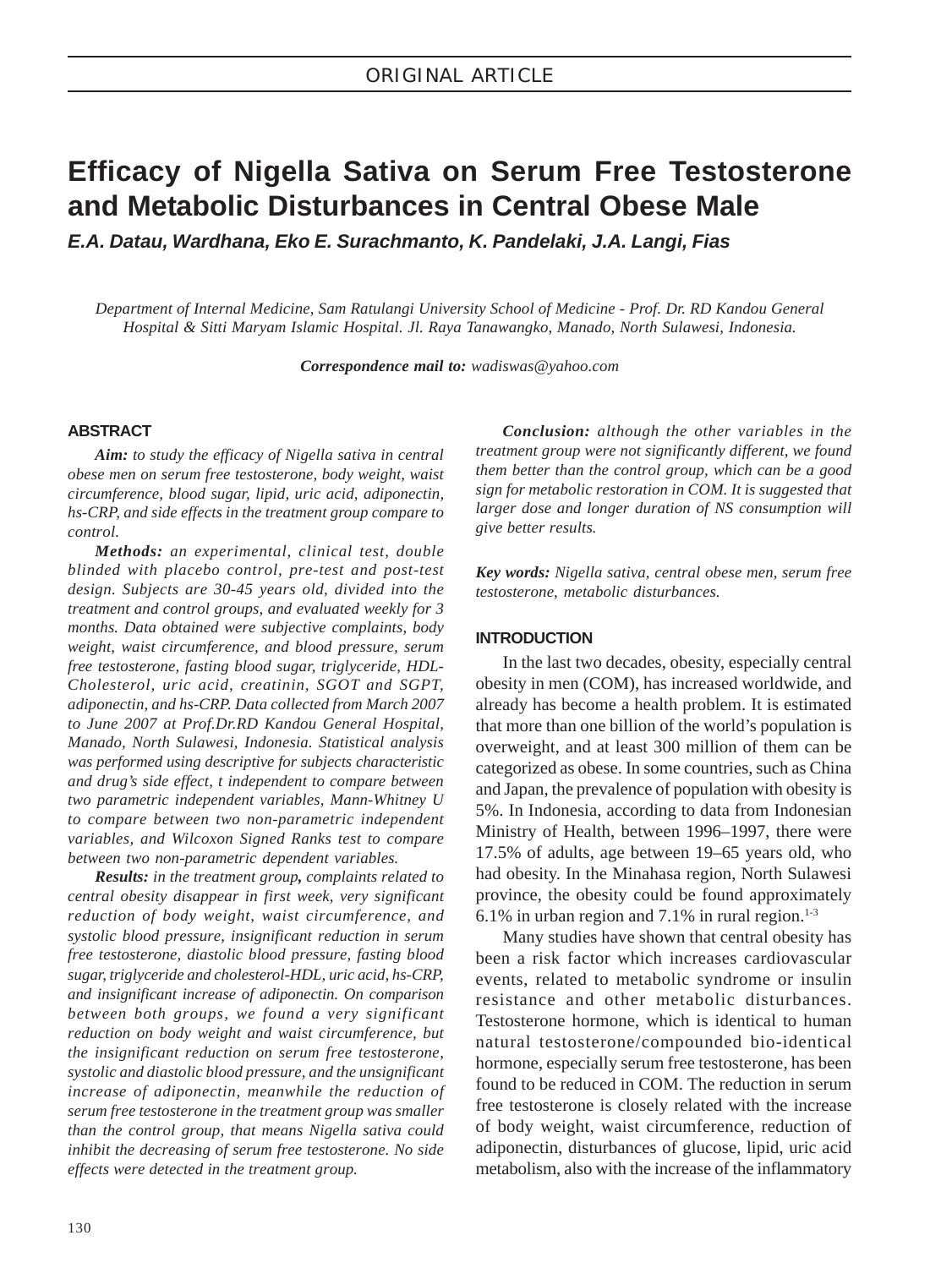ORIGINAL ARTICLE

# Efficacy of Nigella Sativa on Serum Free Testosterone and Metabolic Disturbances in Central Obese Male

***E.A. Datau, Wardhana, Eko E. Surachmanto, K. Pandelaki, J.A. Langi, Fias***

*Department of Internal Medicine, Sam Ratulangi University School of Medicine - Prof. Dr. RD Kandou General Hospital & Sitti Maryam Islamic Hospital. Jl. Raya Tanawangko, Manado, North Sulawesi, Indonesia.*

***Correspondence mail to:*** *wadiswas@yahoo.com*

## ABSTRACT

***Aim:*** *to study the efficacy of Nigella sativa in central obese men on serum free testosterone, body weight, waist circumference, blood sugar, lipid, uric acid, adiponectin, hs-CRP, and side effects in the treatment group compare to control.*

***Methods:*** *an experimental, clinical test, double blinded with placebo control, pre-test and post-test design. Subjects are 30-45 years old, divided into the treatment and control groups, and evaluated weekly for 3 months. Data obtained were subjective complaints, body weight, waist circumference, and blood pressure, serum free testosterone, fasting blood sugar, triglyceride, HDL-Cholesterol, uric acid, creatinin, SGOT and SGPT, adiponectin, and hs-CRP. Data collected from March 2007 to June 2007 at Prof.Dr.RD Kandou General Hospital, Manado, North Sulawesi, Indonesia. Statistical analysis was performed using descriptive for subjects characteristic and drug's side effect, t independent to compare between two parametric independent variables, Mann-Whitney U to compare between two non-parametric independent variables, and Wilcoxon Signed Ranks test to compare between two non-parametric dependent variables.*

***Results:*** *in the treatment group**,** complaints related to central obesity disappear in first week, very significant reduction of body weight, waist circumference, and systolic blood pressure, insignificant reduction in serum free testosterone, diastolic blood pressure, fasting blood sugar, triglyceride and cholesterol-HDL, uric acid, hs-CRP, and insignificant increase of adiponectin. On comparison between both groups, we found a very significant reduction on body weight and waist circumference, but the insignificant reduction on serum free testosterone, systolic and diastolic blood pressure, and the unsignificant increase of adiponectin, meanwhile the reduction of serum free testosterone in the treatment group was smaller than the control group, that means Nigella sativa could inhibit the decreasing of serum free testosterone. No side effects were detected in the treatment group.*

***Conclusion:*** *although the other variables in the treatment group were not significantly different, we found them better than the control group, which can be a good sign for metabolic restoration in COM. It is suggested that larger dose and longer duration of NS consumption will give better results.*

***Key words:*** *Nigella sativa, central obese men, serum free testosterone, metabolic disturbances.*

## INTRODUCTION

In the last two decades, obesity, especially central obesity in men (COM), has increased worldwide, and already has become a health problem. It is estimated that more than one billion of the world's population is overweight, and at least 300 million of them can be categorized as obese. In some countries, such as China and Japan, the prevalence of population with obesity is 5%. In Indonesia, according to data from Indonesian Ministry of Health, between 1996–1997, there were 17.5% of adults, age between 19–65 years old, who had obesity. In the Minahasa region, North Sulawesi province, the obesity could be found approximately 6.1% in urban region and 7.1% in rural region.[1-3]

Many studies have shown that central obesity has been a risk factor which increases cardiovascular events, related to metabolic syndrome or insulin resistance and other metabolic disturbances. Testosterone hormone, which is identical to human natural testosterone/compounded bio-identical hormone, especially serum free testosterone, has been found to be reduced in COM. The reduction in serum free testosterone is closely related with the increase of body weight, waist circumference, reduction of adiponectin, disturbances of glucose, lipid, uric acid metabolism, also with the increase of the inflammatory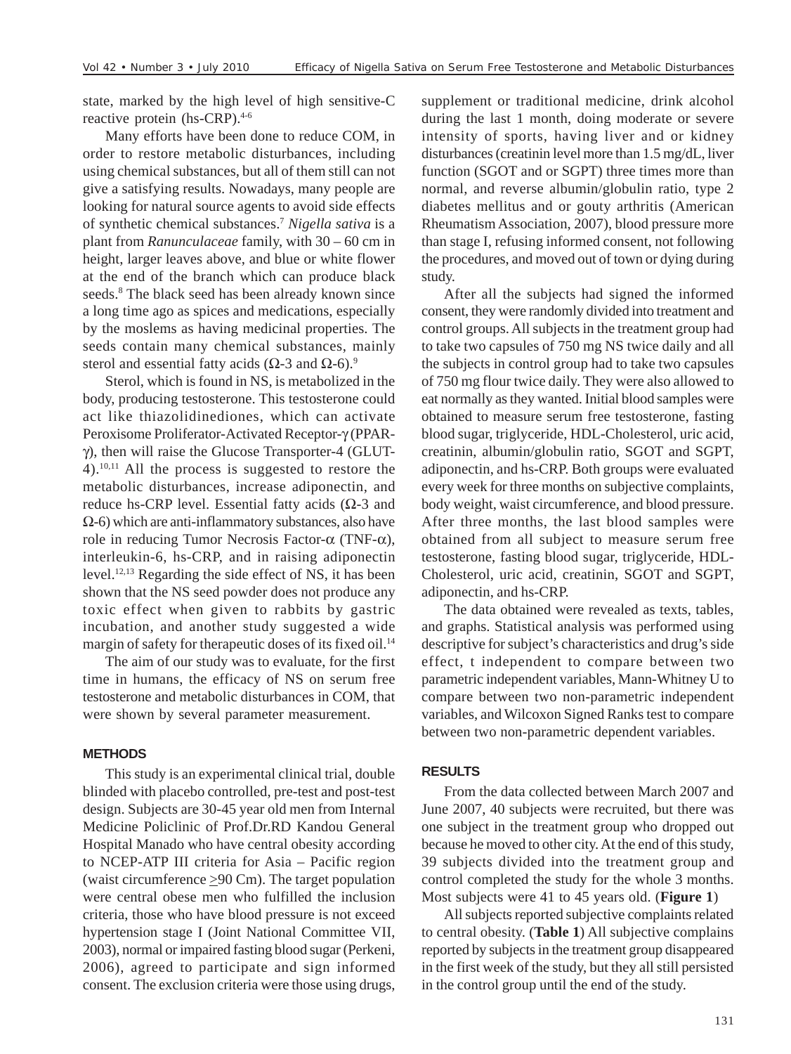state, marked by the high level of high sensitive-C reactive protein (hs-CRP).[4-6]

Many efforts have been done to reduce COM, in order to restore metabolic disturbances, including using chemical substances, but all of them still can not give a satisfying results. Nowadays, many people are looking for natural source agents to avoid side effects of synthetic chemical substances.[7] *Nigella sativa* is a plant from *Ranunculaceae* family, with 30 – 60 cm in height, larger leaves above, and blue or white flower at the end of the branch which can produce black seeds.[8] The black seed has been already known since a long time ago as spices and medications, especially by the moslems as having medicinal properties. The seeds contain many chemical substances, mainly sterol and essential fatty acids ($\Omega$-3 and $\Omega$-6).[9]

Sterol, which is found in NS, is metabolized in the body, producing testosterone. This testosterone could act like thiazolidinediones, which can activate Peroxisome Proliferator-Activated Receptor-$\gamma$ (PPAR-$\gamma$), then will raise the Glucose Transporter-4 (GLUT-4).[10,11] All the process is suggested to restore the metabolic disturbances, increase adiponectin, and reduce hs-CRP level. Essential fatty acids ($\Omega$-3 and $\Omega$-6) which are anti-inflammatory substances, also have role in reducing Tumor Necrosis Factor-$\alpha$ (TNF-$\alpha$), interleukin-6, hs-CRP, and in raising adiponectin level.[12,13] Regarding the side effect of NS, it has been shown that the NS seed powder does not produce any toxic effect when given to rabbits by gastric incubation, and another study suggested a wide margin of safety for therapeutic doses of its fixed oil.[14]

The aim of our study was to evaluate, for the first time in humans, the efficacy of NS on serum free testosterone and metabolic disturbances in COM, that were shown by several parameter measurement.

## METHODS

This study is an experimental clinical trial, double blinded with placebo controlled, pre-test and post-test design. Subjects are 30-45 year old men from Internal Medicine Policlinic of Prof.Dr.RD Kandou General Hospital Manado who have central obesity according to NCEP-ATP III criteria for Asia – Pacific region (waist circumference $\geq$90 Cm). The target population were central obese men who fulfilled the inclusion criteria, those who have blood pressure is not exceed hypertension stage I (Joint National Committee VII, 2003), normal or impaired fasting blood sugar (Perkeni, 2006), agreed to participate and sign informed consent. The exclusion criteria were those using drugs, supplement or traditional medicine, drink alcohol during the last 1 month, doing moderate or severe intensity of sports, having liver and or kidney disturbances (creatinin level more than 1.5 mg/dL, liver function (SGOT and or SGPT) three times more than normal, and reverse albumin/globulin ratio, type 2 diabetes mellitus and or gouty arthritis (American Rheumatism Association, 2007), blood pressure more than stage I, refusing informed consent, not following the procedures, and moved out of town or dying during study.

After all the subjects had signed the informed consent, they were randomly divided into treatment and control groups. All subjects in the treatment group had to take two capsules of 750 mg NS twice daily and all the subjects in control group had to take two capsules of 750 mg flour twice daily. They were also allowed to eat normally as they wanted. Initial blood samples were obtained to measure serum free testosterone, fasting blood sugar, triglyceride, HDL-Cholesterol, uric acid, creatinin, albumin/globulin ratio, SGOT and SGPT, adiponectin, and hs-CRP. Both groups were evaluated every week for three months on subjective complaints, body weight, waist circumference, and blood pressure. After three months, the last blood samples were obtained from all subject to measure serum free testosterone, fasting blood sugar, triglyceride, HDL-Cholesterol, uric acid, creatinin, SGOT and SGPT, adiponectin, and hs-CRP.

The data obtained were revealed as texts, tables, and graphs. Statistical analysis was performed using descriptive for subject's characteristics and drug's side effect, t independent to compare between two parametric independent variables, Mann-Whitney U to compare between two non-parametric independent variables, and Wilcoxon Signed Ranks test to compare between two non-parametric dependent variables.

## RESULTS

From the data collected between March 2007 and June 2007, 40 subjects were recruited, but there was one subject in the treatment group who dropped out because he moved to other city. At the end of this study, 39 subjects divided into the treatment group and control completed the study for the whole 3 months. Most subjects were 41 to 45 years old. (**Figure 1**)

All subjects reported subjective complaints related to central obesity. (**Table 1**) All subjective complains reported by subjects in the treatment group disappeared in the first week of the study, but they all still persisted in the control group until the end of the study.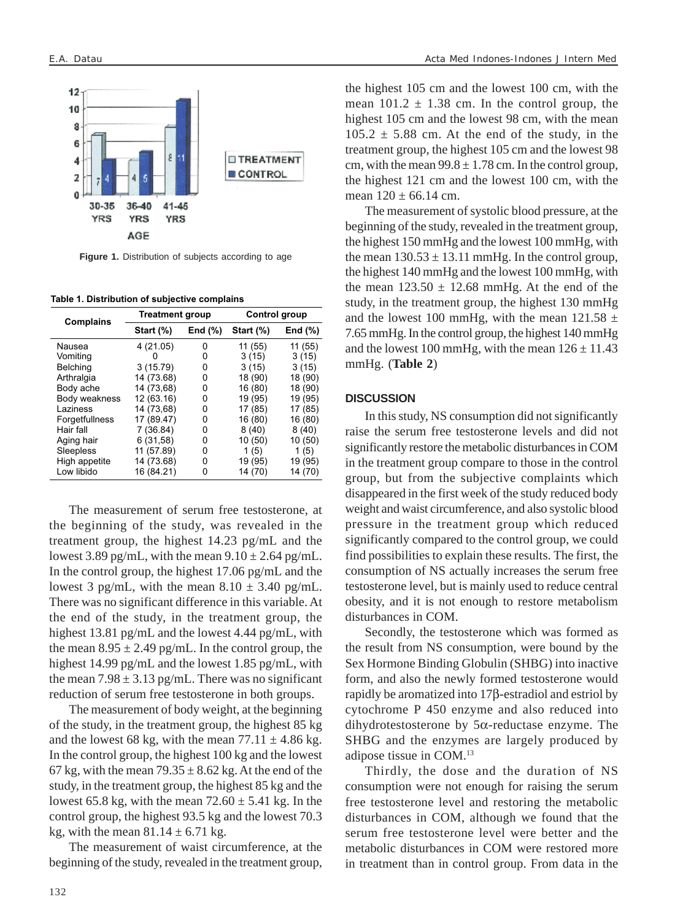Figure 1. Distribution of subjects according to age

**Table 1. Distribution of subjective complains**

| Complains | Treatment group | | Control group | |
|---|---|---|---|---|
| | Start (%) | End (%) | Start (%) | End (%) |
| Nausea | 4 (21.05) | 0 | 11 (55) | 11 (55) |
| Vomiting | 0 | 0 | 3 (15) | 3 (15) |
| Belching | 3 (15.79) | 0 | 3 (15) | 3 (15) |
| Arthralgia | 14 (73.68) | 0 | 18 (90) | 18 (90) |
| Body ache | 14 (73,68) | 0 | 16 (80) | 18 (90) |
| Body weakness | 12 (63.16) | 0 | 19 (95) | 19 (95) |
| Laziness | 14 (73,68) | 0 | 17 (85) | 17 (85) |
| Forgetfullness | 17 (89.47) | 0 | 16 (80) | 16 (80) |
| Hair fall | 7 (36.84) | 0 | 8 (40) | 8 (40) |
| Aging hair | 6 (31,58) | 0 | 10 (50) | 10 (50) |
| Sleepless | 11 (57.89) | 0 | 1 (5) | 1 (5) |
| High appetite | 14 (73.68) | 0 | 19 (95) | 19 (95) |
| Low libido | 16 (84.21) | 0 | 14 (70) | 14 (70) |

The measurement of serum free testosterone, at the beginning of the study, was revealed in the treatment group, the highest 14.23 pg/mL and the lowest 3.89 pg/mL, with the mean 9.10 ± 2.64 pg/mL. In the control group, the highest 17.06 pg/mL and the lowest 3 pg/mL, with the mean 8.10 ± 3.40 pg/mL. There was no significant difference in this variable. At the end of the study, in the treatment group, the highest 13.81 pg/mL and the lowest 4.44 pg/mL, with the mean 8.95 ± 2.49 pg/mL. In the control group, the highest 14.99 pg/mL and the lowest 1.85 pg/mL, with the mean 7.98 ± 3.13 pg/mL. There was no significant reduction of serum free testosterone in both groups.

The measurement of body weight, at the beginning of the study, in the treatment group, the highest 85 kg and the lowest 68 kg, with the mean 77.11 ± 4.86 kg. In the control group, the highest 100 kg and the lowest 67 kg, with the mean 79.35 ± 8.62 kg. At the end of the study, in the treatment group, the highest 85 kg and the lowest 65.8 kg, with the mean 72.60 ± 5.41 kg. In the control group, the highest 93.5 kg and the lowest 70.3 kg, with the mean 81.14 ± 6.71 kg.

The measurement of waist circumference, at the beginning of the study, revealed in the treatment group, the highest 105 cm and the lowest 100 cm, with the mean 101.2 ± 1.38 cm. In the control group, the highest 105 cm and the lowest 98 cm, with the mean 105.2 ± 5.88 cm. At the end of the study, in the treatment group, the highest 105 cm and the lowest 98 cm, with the mean 99.8 ± 1.78 cm. In the control group, the highest 121 cm and the lowest 100 cm, with the mean 120 ± 66.14 cm.

The measurement of systolic blood pressure, at the beginning of the study, revealed in the treatment group, the highest 150 mmHg and the lowest 100 mmHg, with the mean 130.53 ± 13.11 mmHg. In the control group, the highest 140 mmHg and the lowest 100 mmHg, with the mean 123.50 ± 12.68 mmHg. At the end of the study, in the treatment group, the highest 130 mmHg and the lowest 100 mmHg, with the mean 121.58 ± 7.65 mmHg. In the control group, the highest 140 mmHg and the lowest 100 mmHg, with the mean 126 ± 11.43 mmHg. (**Table 2**)

## DISCUSSION

In this study, NS consumption did not significantly raise the serum free testosterone levels and did not significantly restore the metabolic disturbances in COM in the treatment group compare to those in the control group, but from the subjective complaints which disappeared in the first week of the study reduced body weight and waist circumference, and also systolic blood pressure in the treatment group which reduced significantly compared to the control group, we could find possibilities to explain these results. The first, the consumption of NS actually increases the serum free testosterone level, but is mainly used to reduce central obesity, and it is not enough to restore metabolism disturbances in COM.

Secondly, the testosterone which was formed as the result from NS consumption, were bound by the Sex Hormone Binding Globulin (SHBG) into inactive form, and also the newly formed testosterone would rapidly be aromatized into 17β-estradiol and estriol by cytochrome P 450 enzyme and also reduced into dihydrotestosterone by 5α-reductase enzyme. The SHBG and the enzymes are largely produced by adipose tissue in COM.[13]

Thirdly, the dose and the duration of NS consumption were not enough for raising the serum free testosterone level and restoring the metabolic disturbances in COM, although we found that the serum free testosterone level were better and the metabolic disturbances in COM were restored more in treatment than in control group. From data in the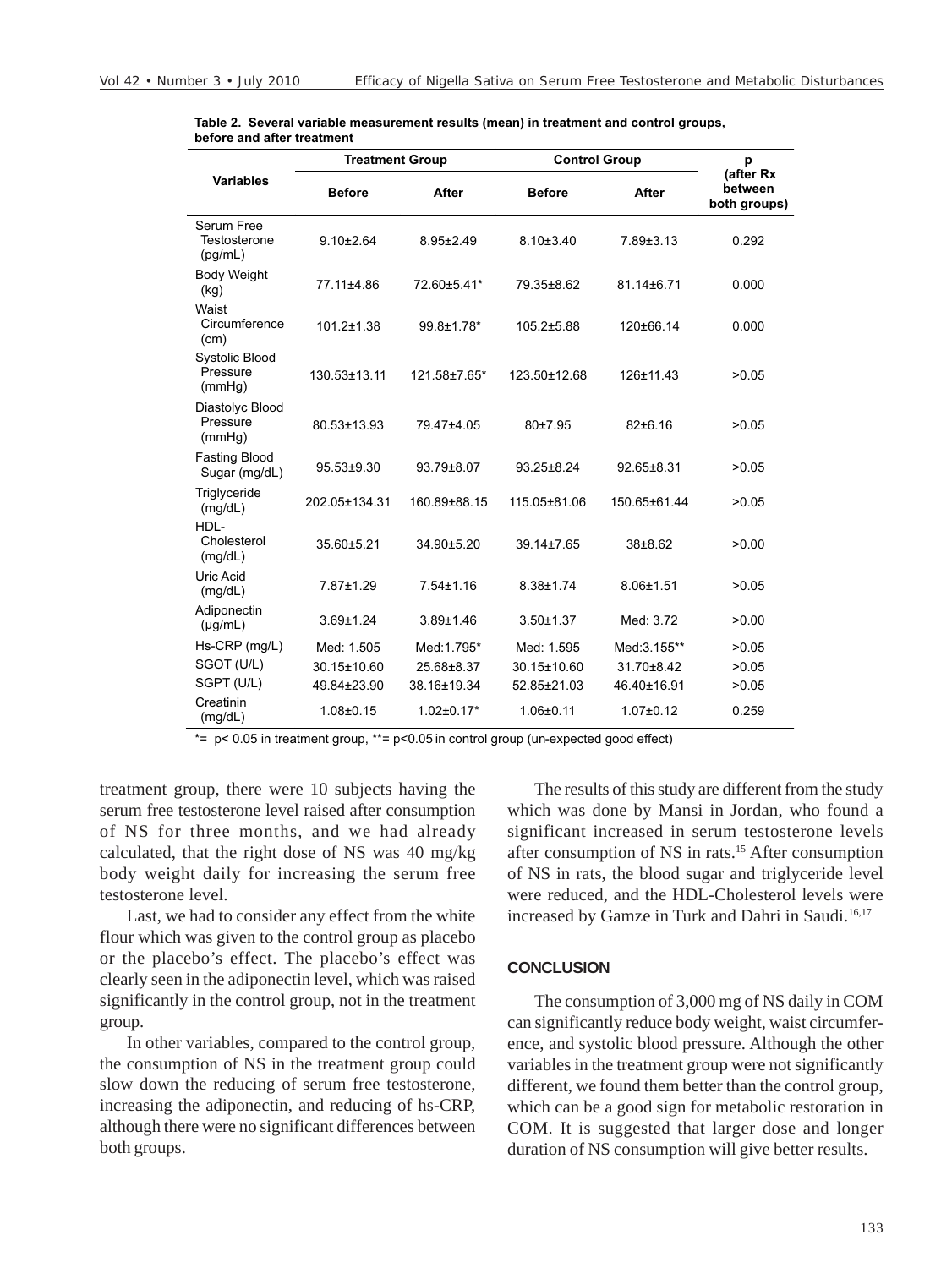**Table 2. Several variable measurement results (mean) in treatment and control groups, before and after treatment**

| Variables | Treatment Group | | Control Group | | p (after Rx between both groups) |
|---|---|---|---|---|---|
| | Before | After | Before | After | |
| Serum Free Testosterone (pg/mL) | 9.10±2.64 | 8.95±2.49 | 8.10±3.40 | 7.89±3.13 | 0.292 |
| Body Weight (kg) | 77.11±4.86 | 72.60±5.41* | 79.35±8.62 | 81.14±6.71 | 0.000 |
| Waist Circumference (cm) | 101.2±1.38 | 99.8±1.78* | 105.2±5.88 | 120±66.14 | 0.000 |
| Systolic Blood Pressure (mmHg) | 130.53±13.11 | 121.58±7.65* | 123.50±12.68 | 126±11.43 | >0.05 |
| Diastolyc Blood Pressure (mmHg) | 80.53±13.93 | 79.47±4.05 | 80±7.95 | 82±6.16 | >0.05 |
| Fasting Blood Sugar (mg/dL) | 95.53±9.30 | 93.79±8.07 | 93.25±8.24 | 92.65±8.31 | >0.05 |
| Triglyceride (mg/dL) | 202.05±134.31 | 160.89±88.15 | 115.05±81.06 | 150.65±61.44 | >0.05 |
| HDL-Cholesterol (mg/dL) | 35.60±5.21 | 34.90±5.20 | 39.14±7.65 | 38±8.62 | >0.00 |
| Uric Acid (mg/dL) | 7.87±1.29 | 7.54±1.16 | 8.38±1.74 | 8.06±1.51 | >0.05 |
| Adiponectin (μg/mL) | 3.69±1.24 | 3.89±1.46 | 3.50±1.37 | Med: 3.72 | >0.00 |
| Hs-CRP (mg/L) | Med: 1.505 | Med:1.795* | Med: 1.595 | Med:3.155** | >0.05 |
| SGOT (U/L) | 30.15±10.60 | 25.68±8.37 | 30.15±10.60 | 31.70±8.42 | >0.05 |
| SGPT (U/L) | 49.84±23.90 | 38.16±19.34 | 52.85±21.03 | 46.40±16.91 | >0.05 |
| Creatinin (mg/dL) | 1.08±0.15 | 1.02±0.17* | 1.06±0.11 | 1.07±0.12 | 0.259 |

*= $p < 0.05$ in treatment group, **= $p < 0.05$ in control group (un-expected good effect)

treatment group, there were 10 subjects having the serum free testosterone level raised after consumption of NS for three months, and we had already calculated, that the right dose of NS was 40 mg/kg body weight daily for increasing the serum free testosterone level.

Last, we had to consider any effect from the white flour which was given to the control group as placebo or the placebo's effect. The placebo's effect was clearly seen in the adiponectin level, which was raised significantly in the control group, not in the treatment group.

In other variables, compared to the control group, the consumption of NS in the treatment group could slow down the reducing of serum free testosterone, increasing the adiponectin, and reducing of hs-CRP, although there were no significant differences between both groups.

The results of this study are different from the study which was done by Mansi in Jordan, who found a significant increased in serum testosterone levels after consumption of NS in rats.[15] After consumption of NS in rats, the blood sugar and triglyceride level were reduced, and the HDL-Cholesterol levels were increased by Gamze in Turk and Dahri in Saudi.[16,17]

## CONCLUSION

The consumption of 3,000 mg of NS daily in COM can significantly reduce body weight, waist circumference, and systolic blood pressure. Although the other variables in the treatment group were not significantly different, we found them better than the control group, which can be a good sign for metabolic restoration in COM. It is suggested that larger dose and longer duration of NS consumption will give better results.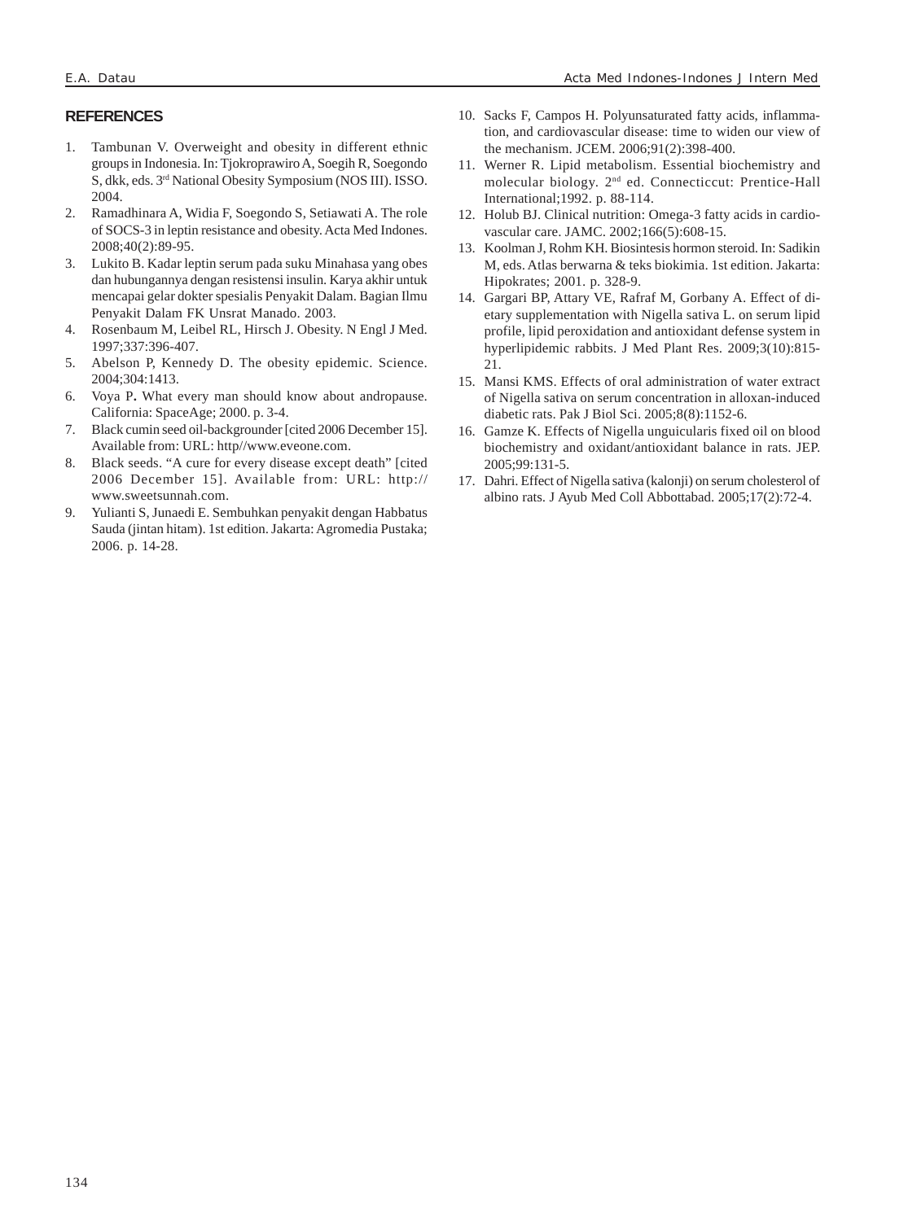## REFERENCES

1. Tambunan V. Overweight and obesity in different ethnic groups in Indonesia. In: Tjokroprawiro A, Soegih R, Soegondo S, dkk, eds. 3rd National Obesity Symposium (NOS III). ISSO. 2004.
2. Ramadhinara A, Widia F, Soegondo S, Setiawati A. The role of SOCS-3 in leptin resistance and obesity. Acta Med Indones. 2008;40(2):89-95.
3. Lukito B. Kadar leptin serum pada suku Minahasa yang obes dan hubungannya dengan resistensi insulin. Karya akhir untuk mencapai gelar dokter spesialis Penyakit Dalam. Bagian Ilmu Penyakit Dalam FK Unsrat Manado. 2003.
4. Rosenbaum M, Leibel RL, Hirsch J. Obesity. N Engl J Med. 1997;337:396-407.
5. Abelson P, Kennedy D. The obesity epidemic. Science. 2004;304:1413.
6. Voya P**.** What every man should know about andropause. California: SpaceAge; 2000. p. 3-4.
7. Black cumin seed oil-backgrounder [cited 2006 December 15]. Available from: URL: http//www.eveone.com.
8. Black seeds. "A cure for every disease except death" [cited 2006 December 15]. Available from: URL: http://www.sweetsunnah.com.
9. Yulianti S, Junaedi E. Sembuhkan penyakit dengan Habbatus Sauda (jintan hitam). 1st edition. Jakarta: Agromedia Pustaka; 2006. p. 14-28.
10. Sacks F, Campos H. Polyunsaturated fatty acids, inflammation, and cardiovascular disease: time to widen our view of the mechanism. JCEM. 2006;91(2):398-400.
11. Werner R. Lipid metabolism. Essential biochemistry and molecular biology. 2nd ed. Connecticcut: Prentice-Hall International;1992. p. 88-114.
12. Holub BJ. Clinical nutrition: Omega-3 fatty acids in cardiovascular care. JAMC. 2002;166(5):608-15.
13. Koolman J, Rohm KH. Biosintesis hormon steroid. In: Sadikin M, eds. Atlas berwarna & teks biokimia. 1st edition. Jakarta: Hipokrates; 2001. p. 328-9.
14. Gargari BP, Attary VE, Rafraf M, Gorbany A. Effect of dietary supplementation with Nigella sativa L. on serum lipid profile, lipid peroxidation and antioxidant defense system in hyperlipidemic rabbits. J Med Plant Res. 2009;3(10):815-21.
15. Mansi KMS. Effects of oral administration of water extract of Nigella sativa on serum concentration in alloxan-induced diabetic rats. Pak J Biol Sci. 2005;8(8):1152-6.
16. Gamze K. Effects of Nigella unguicularis fixed oil on blood biochemistry and oxidant/antioxidant balance in rats. JEP. 2005;99:131-5.
17. Dahri. Effect of Nigella sativa (kalonji) on serum cholesterol of albino rats. J Ayub Med Coll Abbottabad. 2005;17(2):72-4.